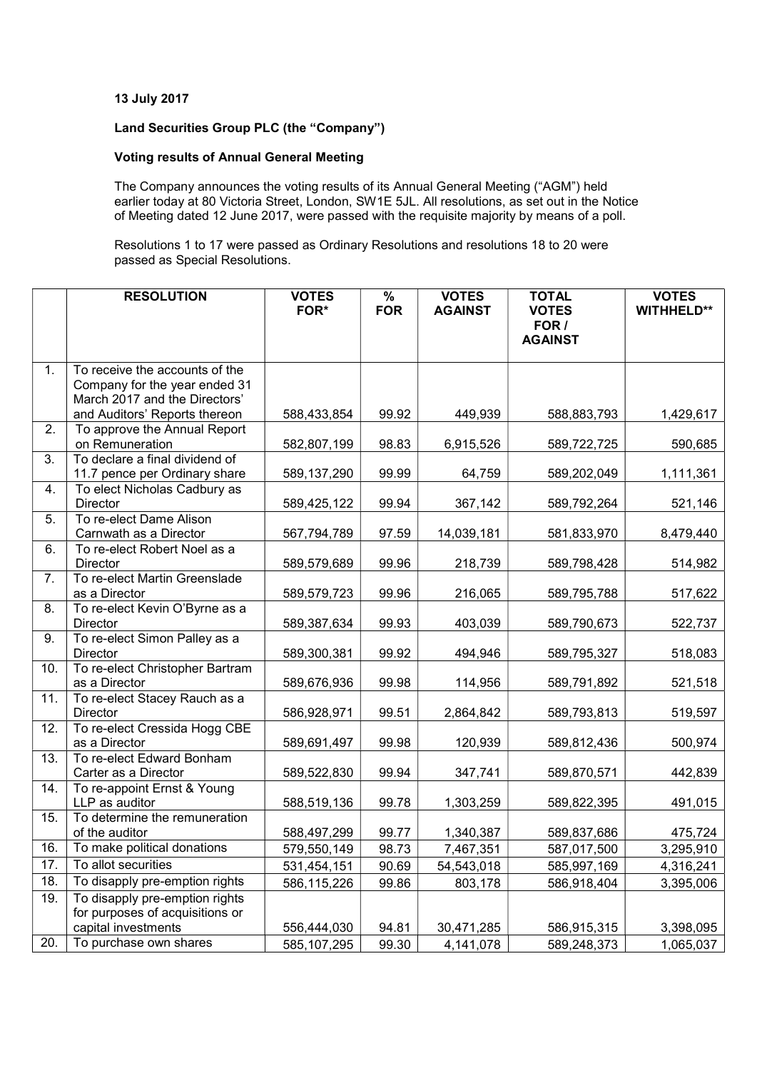**13 July 2017**

**Land Securities Group PLC (the "Company")**

**Voting results of Annual General Meeting**

The Company announces the voting results of its Annual General Meeting ("AGM") held earlier today at 80 Victoria Street, London, SW1E 5JL. All resolutions, as set out in the Notice of Meeting dated 12 June 2017, were passed with the requisite majority by means of a poll.

Resolutions 1 to 17 were passed as Ordinary Resolutions and resolutions 18 to 20 were passed as Special Resolutions.

| | RESOLUTION | VOTES FOR* | % FOR | VOTES AGAINST | TOTAL VOTES FOR / AGAINST | VOTES WITHHELD** |
|---|---|---|---|---|---|---|
| 1. | To receive the accounts of the Company for the year ended 31 March 2017 and the Directors' and Auditors' Reports thereon | 588,433,854 | 99.92 | 449,939 | 588,883,793 | 1,429,617 |
| 2. | To approve the Annual Report on Remuneration | 582,807,199 | 98.83 | 6,915,526 | 589,722,725 | 590,685 |
| 3. | To declare a final dividend of 11.7 pence per Ordinary share | 589,137,290 | 99.99 | 64,759 | 589,202,049 | 1,111,361 |
| 4. | To elect Nicholas Cadbury as Director | 589,425,122 | 99.94 | 367,142 | 589,792,264 | 521,146 |
| 5. | To re-elect Dame Alison Carnwath as a Director | 567,794,789 | 97.59 | 14,039,181 | 581,833,970 | 8,479,440 |
| 6. | To re-elect Robert Noel as a Director | 589,579,689 | 99.96 | 218,739 | 589,798,428 | 514,982 |
| 7. | To re-elect Martin Greenslade as a Director | 589,579,723 | 99.96 | 216,065 | 589,795,788 | 517,622 |
| 8. | To re-elect Kevin O'Byrne as a Director | 589,387,634 | 99.93 | 403,039 | 589,790,673 | 522,737 |
| 9. | To re-elect Simon Palley as a Director | 589,300,381 | 99.92 | 494,946 | 589,795,327 | 518,083 |
| 10. | To re-elect Christopher Bartram as a Director | 589,676,936 | 99.98 | 114,956 | 589,791,892 | 521,518 |
| 11. | To re-elect Stacey Rauch as a Director | 586,928,971 | 99.51 | 2,864,842 | 589,793,813 | 519,597 |
| 12. | To re-elect Cressida Hogg CBE as a Director | 589,691,497 | 99.98 | 120,939 | 589,812,436 | 500,974 |
| 13. | To re-elect Edward Bonham Carter as a Director | 589,522,830 | 99.94 | 347,741 | 589,870,571 | 442,839 |
| 14. | To re-appoint Ernst & Young LLP as auditor | 588,519,136 | 99.78 | 1,303,259 | 589,822,395 | 491,015 |
| 15. | To determine the remuneration of the auditor | 588,497,299 | 99.77 | 1,340,387 | 589,837,686 | 475,724 |
| 16. | To make political donations | 579,550,149 | 98.73 | 7,467,351 | 587,017,500 | 3,295,910 |
| 17. | To allot securities | 531,454,151 | 90.69 | 54,543,018 | 585,997,169 | 4,316,241 |
| 18. | To disapply pre-emption rights | 586,115,226 | 99.86 | 803,178 | 586,918,404 | 3,395,006 |
| 19. | To disapply pre-emption rights for purposes of acquisitions or capital investments | 556,444,030 | 94.81 | 30,471,285 | 586,915,315 | 3,398,095 |
| 20. | To purchase own shares | 585,107,295 | 99.30 | 4,141,078 | 589,248,373 | 1,065,037 |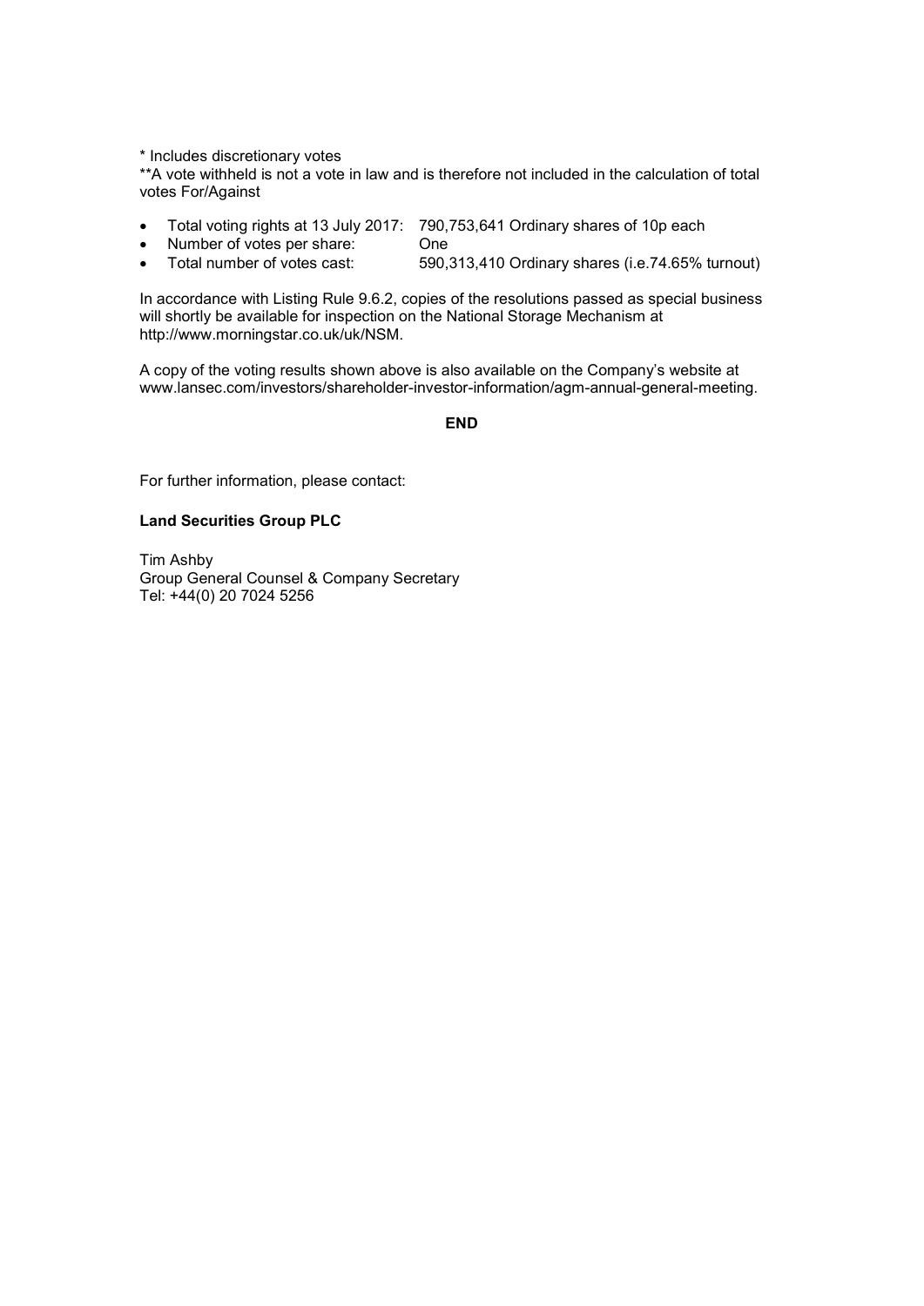\* Includes discretionary votes

\*\*A vote withheld is not a vote in law and is therefore not included in the calculation of total votes For/Against

- Total voting rights at 13 July 2017: 790,753,641 Ordinary shares of 10p each
- Number of votes per share: One
- Total number of votes cast: 590,313,410 Ordinary shares (i.e.74.65% turnout)

In accordance with Listing Rule 9.6.2, copies of the resolutions passed as special business will shortly be available for inspection on the National Storage Mechanism at http://www.morningstar.co.uk/uk/NSM.

A copy of the voting results shown above is also available on the Company's website at www.lansec.com/investors/shareholder-investor-information/agm-annual-general-meeting.

**END**

For further information, please contact:

**Land Securities Group PLC**

Tim Ashby
Group General Counsel & Company Secretary
Tel: +44(0) 20 7024 5256